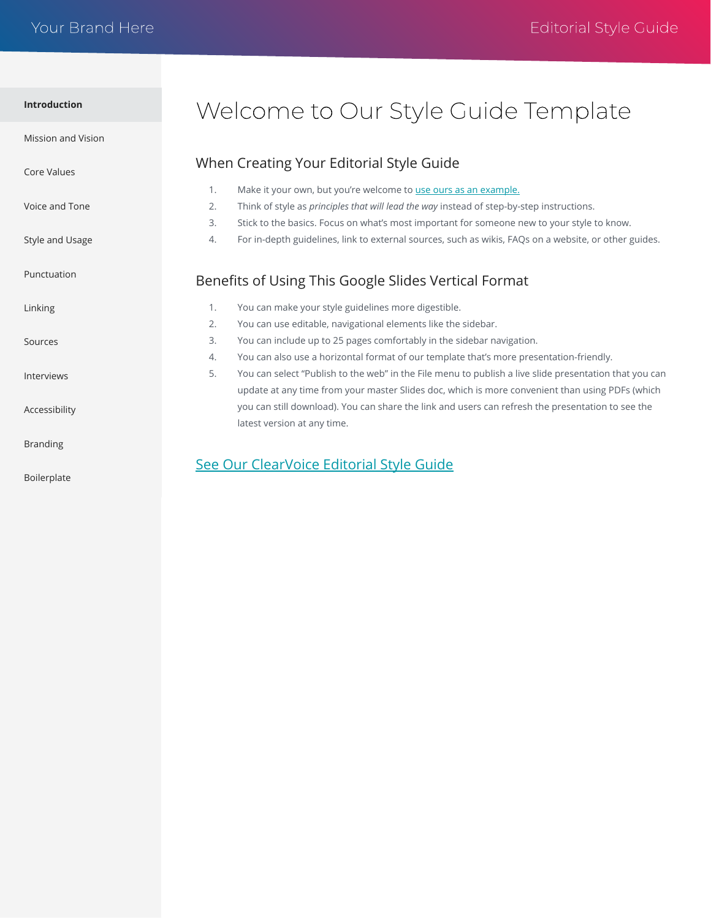# Welcome to Our Style Guide Template

## When Creating Your Editorial Style Guide

1. Make it your own, but you're welcome to use ours as an example.
2. Think of style as *principles that will lead the way* instead of step-by-step instructions.
3. Stick to the basics. Focus on what's most important for someone new to your style to know.
4. For in-depth guidelines, link to external sources, such as wikis, FAQs on a website, or other guides.

## Benefits of Using This Google Slides Vertical Format

1. You can make your style guidelines more digestible.
2. You can use editable, navigational elements like the sidebar.
3. You can include up to 25 pages comfortably in the sidebar navigation.
4. You can also use a horizontal format of our template that's more presentation-friendly.
5. You can select "Publish to the web" in the File menu to publish a live slide presentation that you can update at any time from your master Slides doc, which is more convenient than using PDFs (which you can still download). You can share the link and users can refresh the presentation to see the latest version at any time.

## See Our ClearVoice Editorial Style Guide

- **Introduction**
- Mission and Vision
- Core Values
- Voice and Tone
- Style and Usage
- Punctuation
- Linking
- Sources
- Interviews
- Accessibility
- Branding
- Boilerplate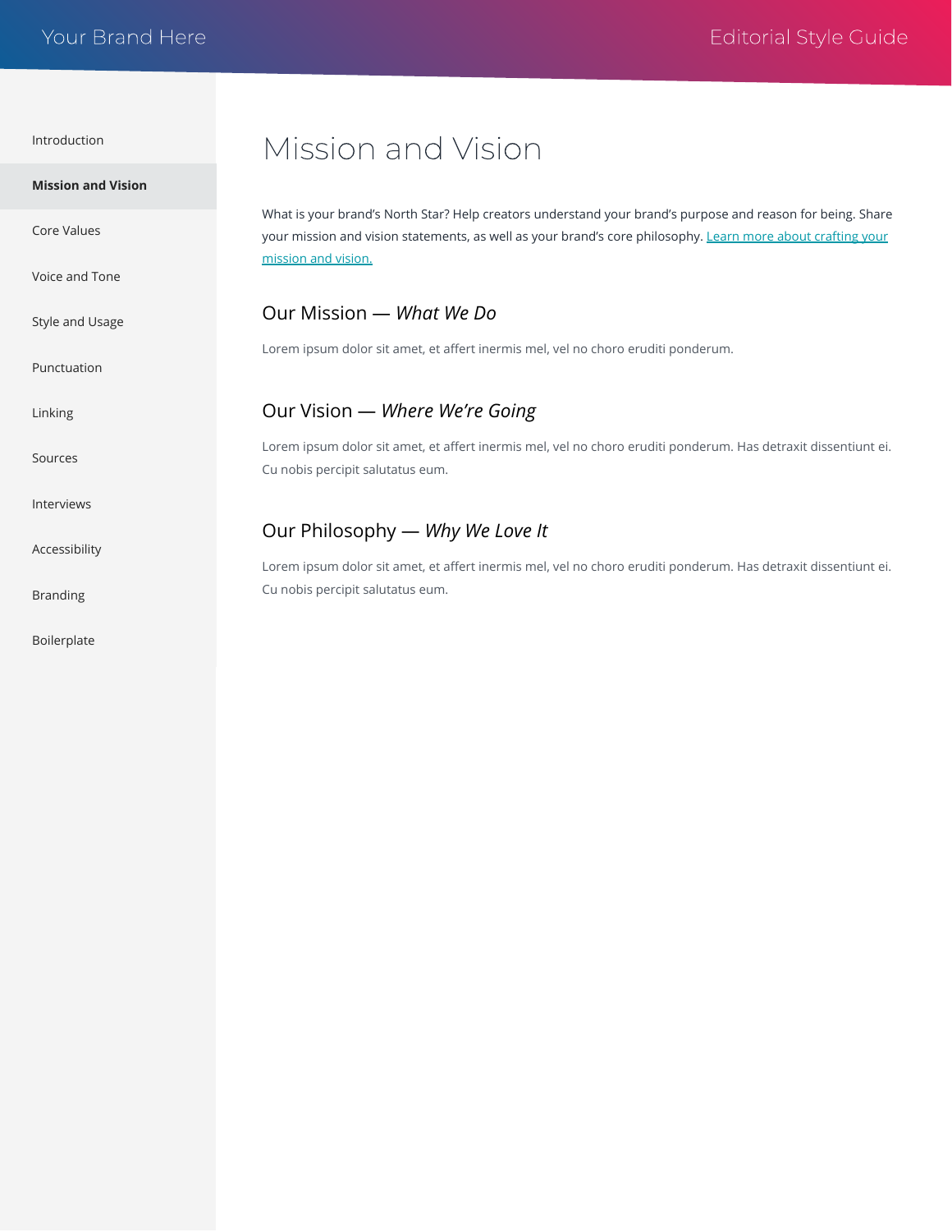# Mission and Vision

What is your brand's North Star? Help creators understand your brand's purpose and reason for being. Share your mission and vision statements, as well as your brand's core philosophy. [Learn more about crafting your mission and vision.]

## Our Mission — *What We Do*

Lorem ipsum dolor sit amet, et affert inermis mel, vel no choro eruditi ponderum.

## Our Vision — *Where We're Going*

Lorem ipsum dolor sit amet, et affert inermis mel, vel no choro eruditi ponderum. Has detraxit dissentiunt ei. Cu nobis percipit salutatus eum.

## Our Philosophy — *Why We Love It*

Lorem ipsum dolor sit amet, et affert inermis mel, vel no choro eruditi ponderum. Has detraxit dissentiunt ei. Cu nobis percipit salutatus eum.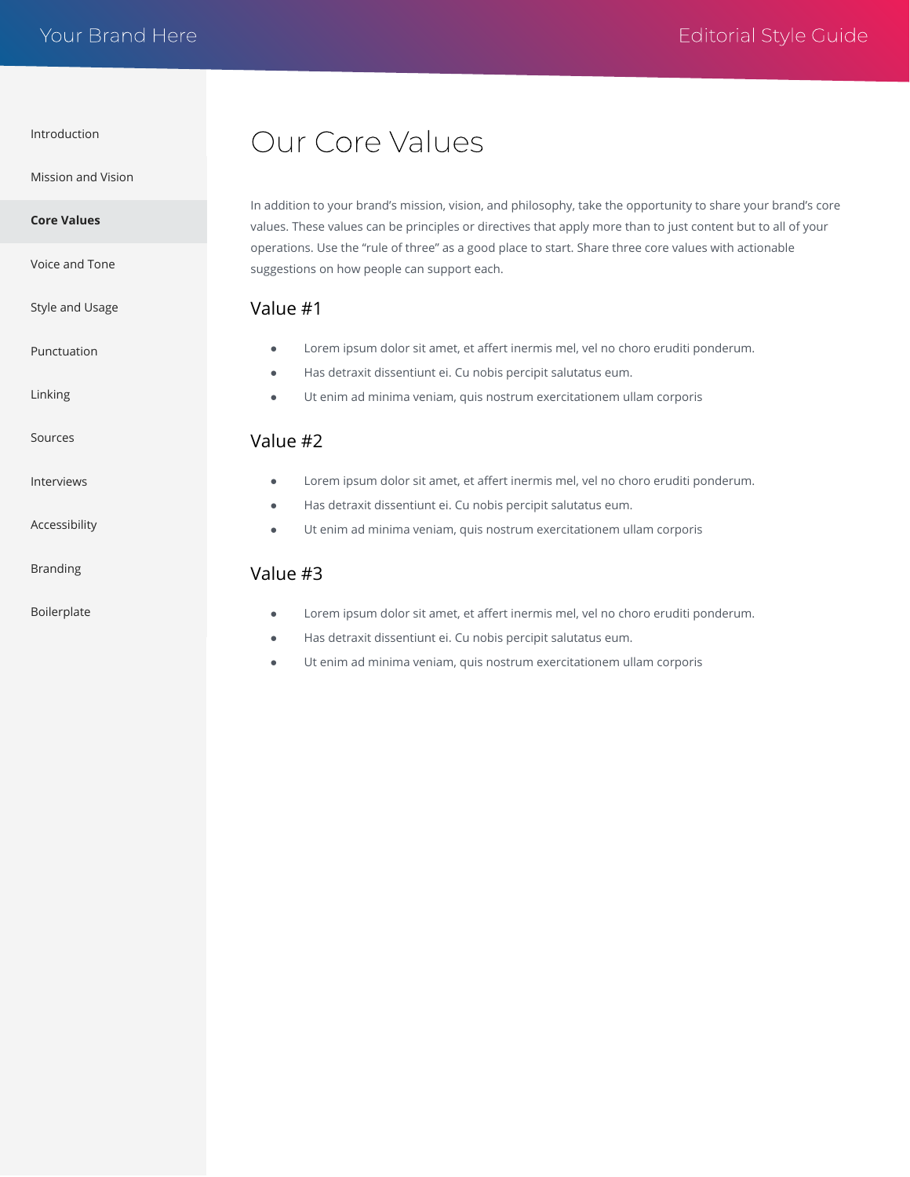# Our Core Values

In addition to your brand's mission, vision, and philosophy, take the opportunity to share your brand's core values. These values can be principles or directives that apply more than to just content but to all of your operations. Use the "rule of three" as a good place to start. Share three core values with actionable suggestions on how people can support each.

## Value #1

- Lorem ipsum dolor sit amet, et affert inermis mel, vel no choro eruditi ponderum.
- Has detraxit dissentiunt ei. Cu nobis percipit salutatus eum.
- Ut enim ad minima veniam, quis nostrum exercitationem ullam corporis

## Value #2

- Lorem ipsum dolor sit amet, et affert inermis mel, vel no choro eruditi ponderum.
- Has detraxit dissentiunt ei. Cu nobis percipit salutatus eum.
- Ut enim ad minima veniam, quis nostrum exercitationem ullam corporis

## Value #3

- Lorem ipsum dolor sit amet, et affert inermis mel, vel no choro eruditi ponderum.
- Has detraxit dissentiunt ei. Cu nobis percipit salutatus eum.
- Ut enim ad minima veniam, quis nostrum exercitationem ullam corporis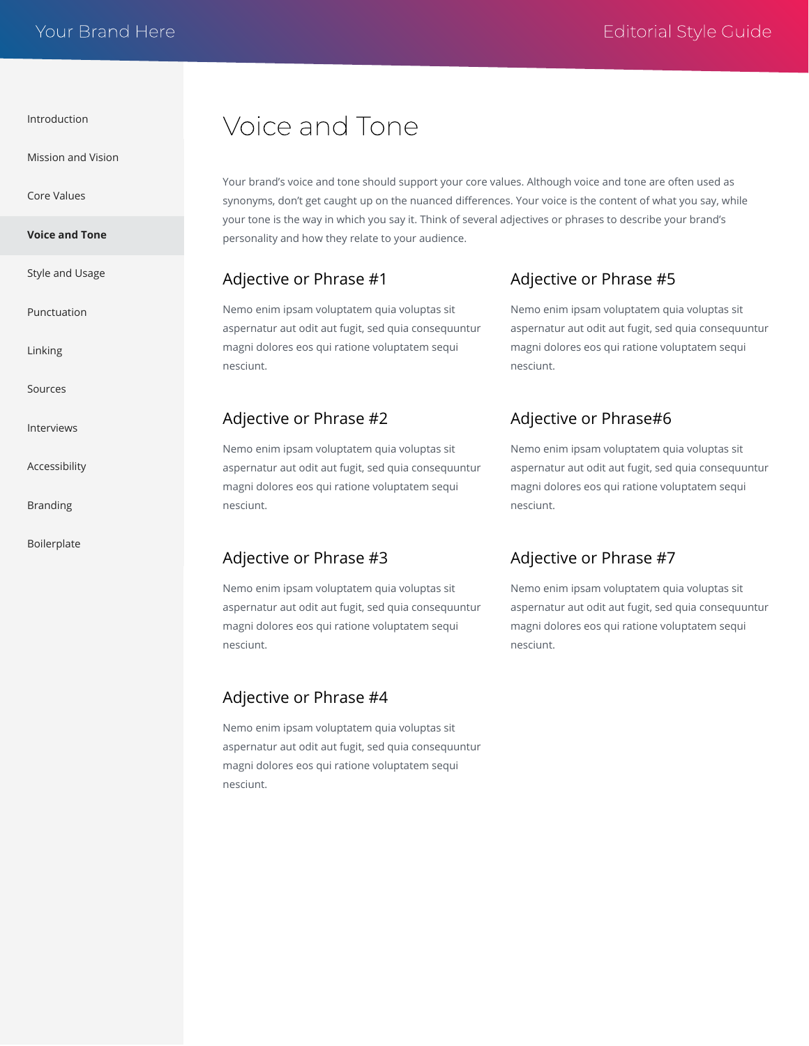# Voice and Tone

Your brand's voice and tone should support your core values. Although voice and tone are often used as synonyms, don't get caught up on the nuanced differences. Your voice is the content of what you say, while your tone is the way in which you say it. Think of several adjectives or phrases to describe your brand's personality and how they relate to your audience.

## Adjective or Phrase #1

Nemo enim ipsam voluptatem quia voluptas sit aspernatur aut odit aut fugit, sed quia consequuntur magni dolores eos qui ratione voluptatem sequi nesciunt.

## Adjective or Phrase #2

Nemo enim ipsam voluptatem quia voluptas sit aspernatur aut odit aut fugit, sed quia consequuntur magni dolores eos qui ratione voluptatem sequi nesciunt.

## Adjective or Phrase #3

Nemo enim ipsam voluptatem quia voluptas sit aspernatur aut odit aut fugit, sed quia consequuntur magni dolores eos qui ratione voluptatem sequi nesciunt.

## Adjective or Phrase #4

Nemo enim ipsam voluptatem quia voluptas sit aspernatur aut odit aut fugit, sed quia consequuntur magni dolores eos qui ratione voluptatem sequi nesciunt.

## Adjective or Phrase #5

Nemo enim ipsam voluptatem quia voluptas sit aspernatur aut odit aut fugit, sed quia consequuntur magni dolores eos qui ratione voluptatem sequi nesciunt.

## Adjective or Phrase#6

Nemo enim ipsam voluptatem quia voluptas sit aspernatur aut odit aut fugit, sed quia consequuntur magni dolores eos qui ratione voluptatem sequi nesciunt.

## Adjective or Phrase #7

Nemo enim ipsam voluptatem quia voluptas sit aspernatur aut odit aut fugit, sed quia consequuntur magni dolores eos qui ratione voluptatem sequi nesciunt.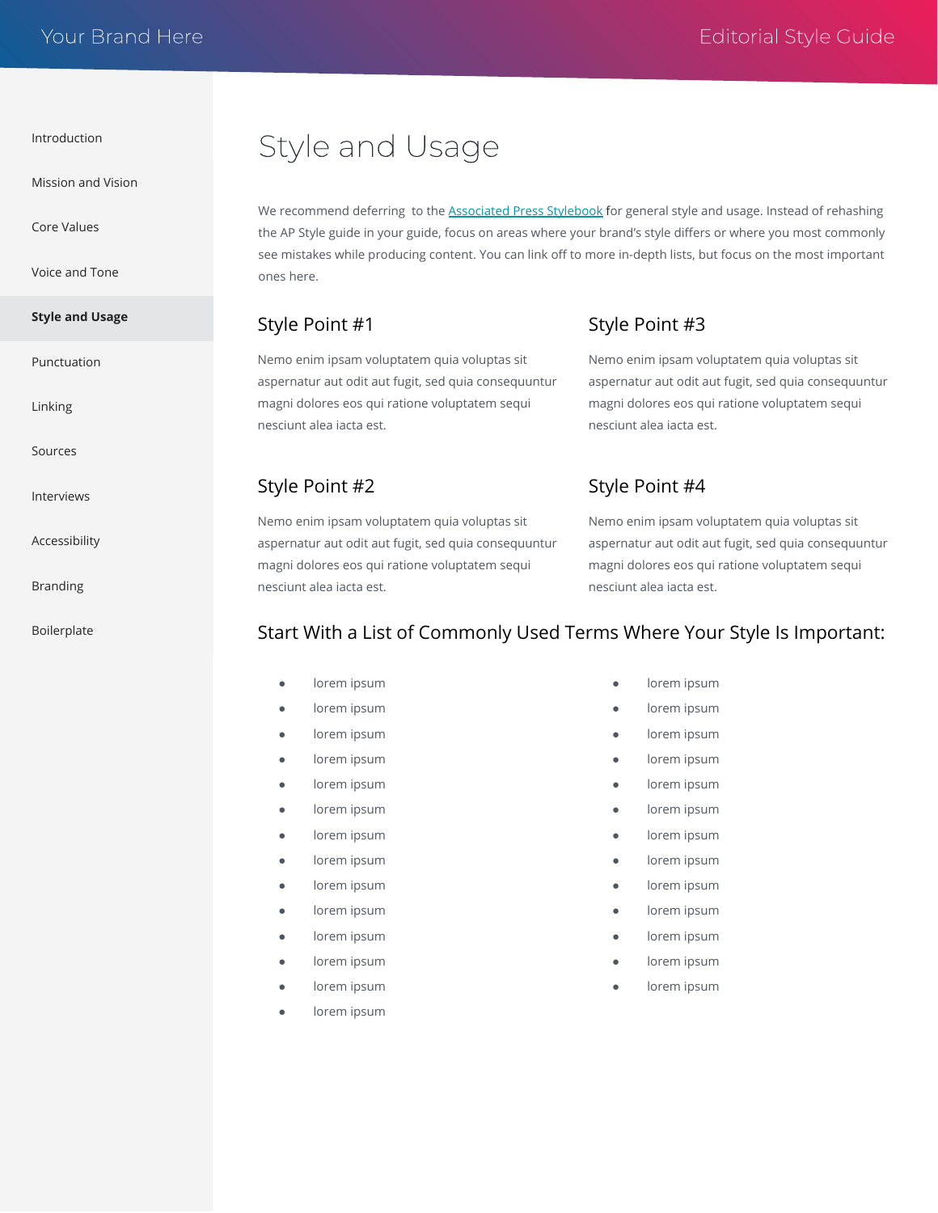# Style and Usage

We recommend deferring  to the [Associated Press Stylebook] for general style and usage. Instead of rehashing the AP Style guide in your guide, focus on areas where your brand's style differs or where you most commonly see mistakes while producing content. You can link off to more in-depth lists, but focus on the most important ones here.

## Style Point #1

Nemo enim ipsam voluptatem quia voluptas sit aspernatur aut odit aut fugit, sed quia consequuntur magni dolores eos qui ratione voluptatem sequi nesciunt alea iacta est.

## Style Point #2

Nemo enim ipsam voluptatem quia voluptas sit aspernatur aut odit aut fugit, sed quia consequuntur magni dolores eos qui ratione voluptatem sequi nesciunt alea iacta est.

## Style Point #3

Nemo enim ipsam voluptatem quia voluptas sit aspernatur aut odit aut fugit, sed quia consequuntur magni dolores eos qui ratione voluptatem sequi nesciunt alea iacta est.

## Style Point #4

Nemo enim ipsam voluptatem quia voluptas sit aspernatur aut odit aut fugit, sed quia consequuntur magni dolores eos qui ratione voluptatem sequi nesciunt alea iacta est.

## Start With a List of Commonly Used Terms Where Your Style Is Important:

- lorem ipsum
- lorem ipsum
- lorem ipsum
- lorem ipsum
- lorem ipsum
- lorem ipsum
- lorem ipsum
- lorem ipsum
- lorem ipsum
- lorem ipsum
- lorem ipsum
- lorem ipsum
- lorem ipsum
- lorem ipsum

- lorem ipsum
- lorem ipsum
- lorem ipsum
- lorem ipsum
- lorem ipsum
- lorem ipsum
- lorem ipsum
- lorem ipsum
- lorem ipsum
- lorem ipsum
- lorem ipsum
- lorem ipsum
- lorem ipsum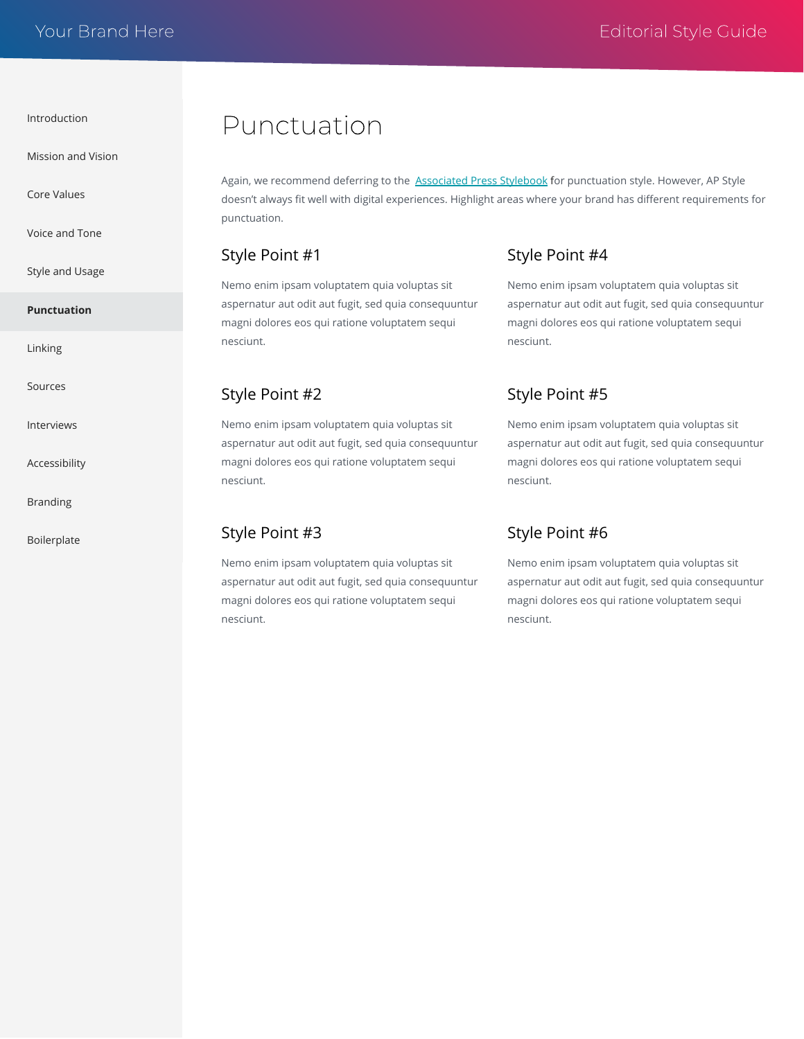# Punctuation

Again, we recommend deferring to the [Associated Press Stylebook] for punctuation style. However, AP Style doesn't always fit well with digital experiences. Highlight areas where your brand has different requirements for punctuation.

## Style Point #1

Nemo enim ipsam voluptatem quia voluptas sit aspernatur aut odit aut fugit, sed quia consequuntur magni dolores eos qui ratione voluptatem sequi nesciunt.

## Style Point #2

Nemo enim ipsam voluptatem quia voluptas sit aspernatur aut odit aut fugit, sed quia consequuntur magni dolores eos qui ratione voluptatem sequi nesciunt.

## Style Point #3

Nemo enim ipsam voluptatem quia voluptas sit aspernatur aut odit aut fugit, sed quia consequuntur magni dolores eos qui ratione voluptatem sequi nesciunt.

## Style Point #4

Nemo enim ipsam voluptatem quia voluptas sit aspernatur aut odit aut fugit, sed quia consequuntur magni dolores eos qui ratione voluptatem sequi nesciunt.

## Style Point #5

Nemo enim ipsam voluptatem quia voluptas sit aspernatur aut odit aut fugit, sed quia consequuntur magni dolores eos qui ratione voluptatem sequi nesciunt.

## Style Point #6

Nemo enim ipsam voluptatem quia voluptas sit aspernatur aut odit aut fugit, sed quia consequuntur magni dolores eos qui ratione voluptatem sequi nesciunt.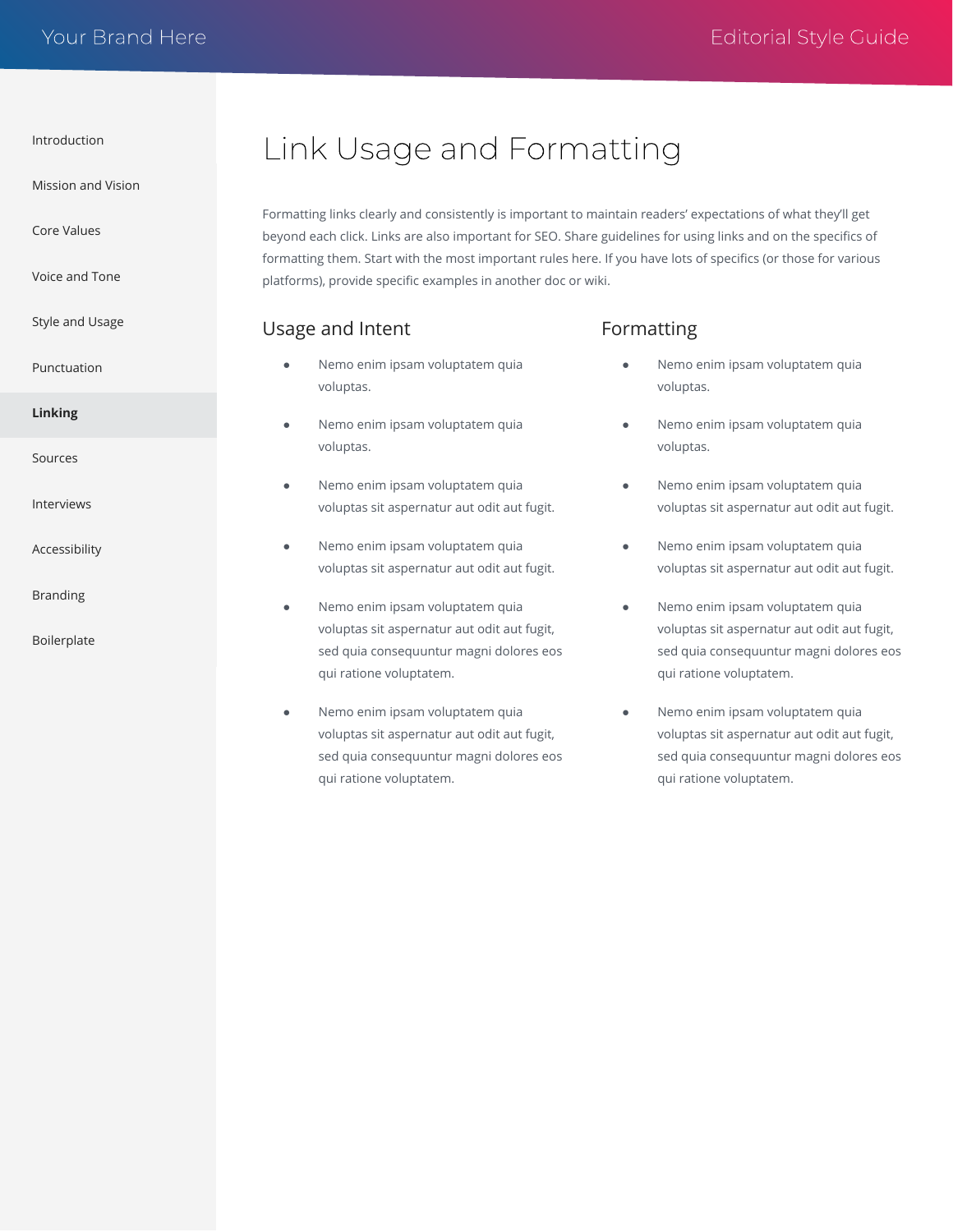# Link Usage and Formatting

Formatting links clearly and consistently is important to maintain readers' expectations of what they'll get beyond each click. Links are also important for SEO. Share guidelines for using links and on the specifics of formatting them. Start with the most important rules here. If you have lots of specifics (or those for various platforms), provide specific examples in another doc or wiki.

## Usage and Intent

- Nemo enim ipsam voluptatem quia voluptas.
- Nemo enim ipsam voluptatem quia voluptas.
- Nemo enim ipsam voluptatem quia voluptas sit aspernatur aut odit aut fugit.
- Nemo enim ipsam voluptatem quia voluptas sit aspernatur aut odit aut fugit.
- Nemo enim ipsam voluptatem quia voluptas sit aspernatur aut odit aut fugit, sed quia consequuntur magni dolores eos qui ratione voluptatem.
- Nemo enim ipsam voluptatem quia voluptas sit aspernatur aut odit aut fugit, sed quia consequuntur magni dolores eos qui ratione voluptatem.

## Formatting

- Nemo enim ipsam voluptatem quia voluptas.
- Nemo enim ipsam voluptatem quia voluptas.
- Nemo enim ipsam voluptatem quia voluptas sit aspernatur aut odit aut fugit.
- Nemo enim ipsam voluptatem quia voluptas sit aspernatur aut odit aut fugit.
- Nemo enim ipsam voluptatem quia voluptas sit aspernatur aut odit aut fugit, sed quia consequuntur magni dolores eos qui ratione voluptatem.
- Nemo enim ipsam voluptatem quia voluptas sit aspernatur aut odit aut fugit, sed quia consequuntur magni dolores eos qui ratione voluptatem.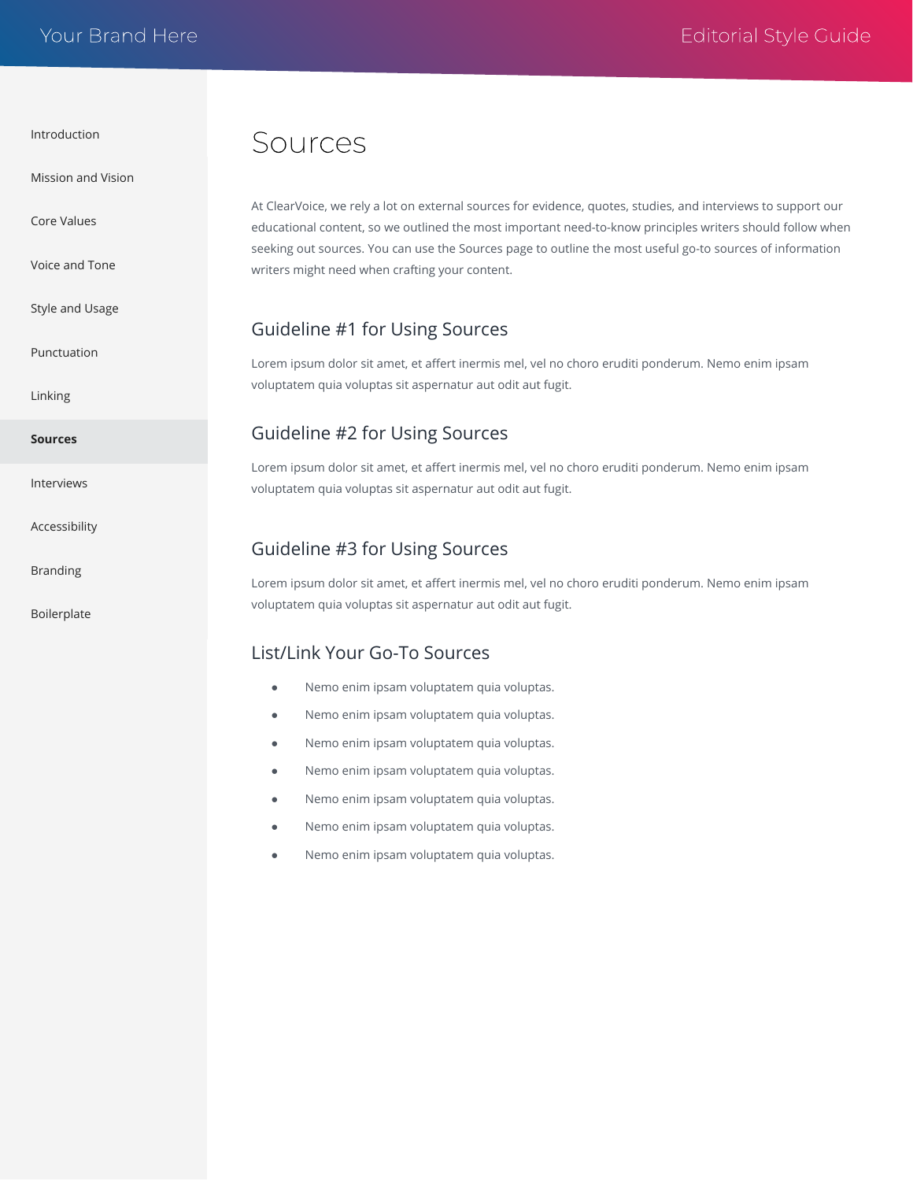# Sources

At ClearVoice, we rely a lot on external sources for evidence, quotes, studies, and interviews to support our educational content, so we outlined the most important need-to-know principles writers should follow when seeking out sources. You can use the Sources page to outline the most useful go-to sources of information writers might need when crafting your content.

## Guideline #1 for Using Sources

Lorem ipsum dolor sit amet, et affert inermis mel, vel no choro eruditi ponderum. Nemo enim ipsam voluptatem quia voluptas sit aspernatur aut odit aut fugit.

## Guideline #2 for Using Sources

Lorem ipsum dolor sit amet, et affert inermis mel, vel no choro eruditi ponderum. Nemo enim ipsam voluptatem quia voluptas sit aspernatur aut odit aut fugit.

## Guideline #3 for Using Sources

Lorem ipsum dolor sit amet, et affert inermis mel, vel no choro eruditi ponderum. Nemo enim ipsam voluptatem quia voluptas sit aspernatur aut odit aut fugit.

## List/Link Your Go-To Sources

- Nemo enim ipsam voluptatem quia voluptas.
- Nemo enim ipsam voluptatem quia voluptas.
- Nemo enim ipsam voluptatem quia voluptas.
- Nemo enim ipsam voluptatem quia voluptas.
- Nemo enim ipsam voluptatem quia voluptas.
- Nemo enim ipsam voluptatem quia voluptas.
- Nemo enim ipsam voluptatem quia voluptas.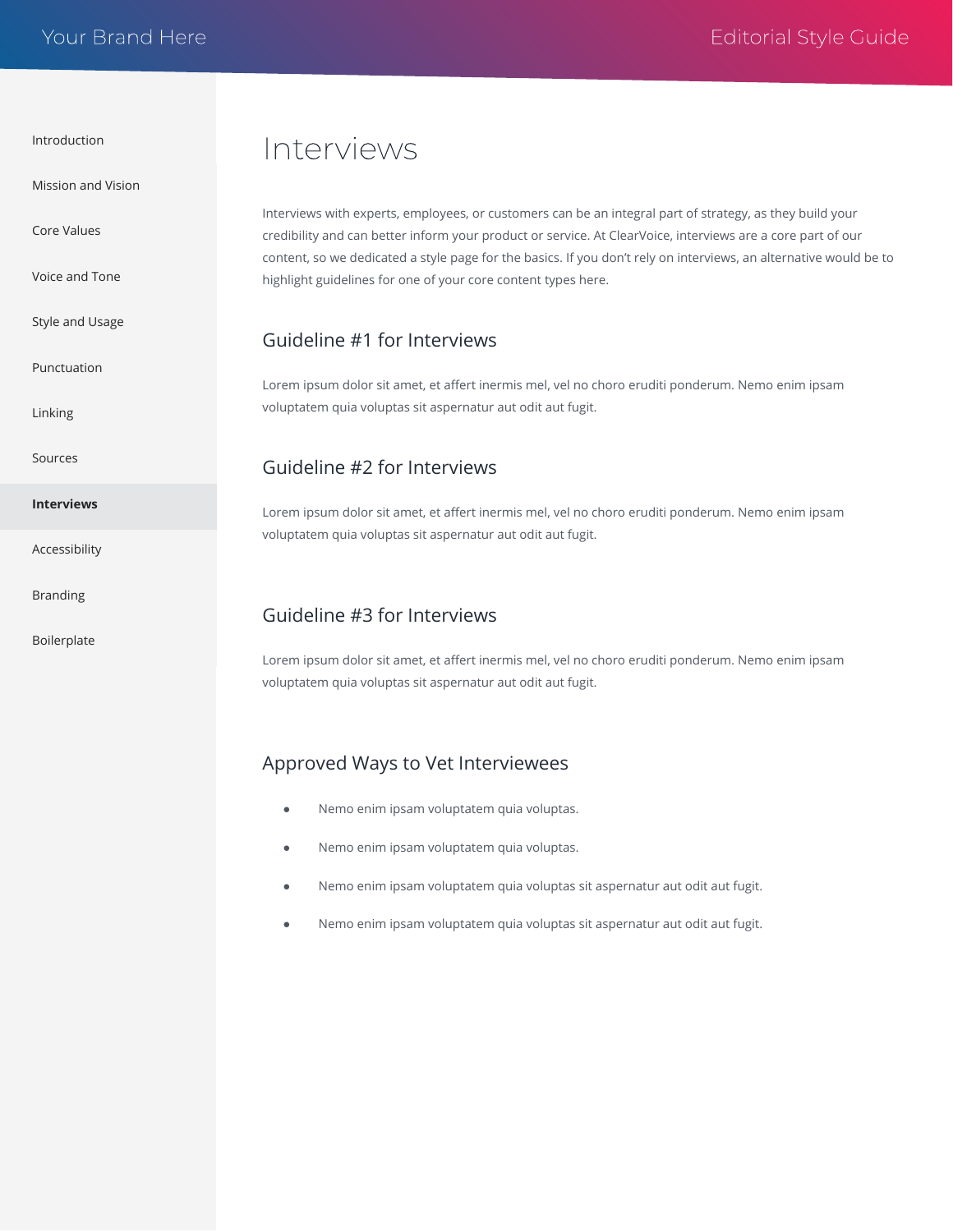# Interviews

Interviews with experts, employees, or customers can be an integral part of strategy, as they build your credibility and can better inform your product or service. At ClearVoice, interviews are a core part of our content, so we dedicated a style page for the basics. If you don't rely on interviews, an alternative would be to highlight guidelines for one of your core content types here.

## Guideline #1 for Interviews

Lorem ipsum dolor sit amet, et affert inermis mel, vel no choro eruditi ponderum. Nemo enim ipsam voluptatem quia voluptas sit aspernatur aut odit aut fugit.

## Guideline #2 for Interviews

Lorem ipsum dolor sit amet, et affert inermis mel, vel no choro eruditi ponderum. Nemo enim ipsam voluptatem quia voluptas sit aspernatur aut odit aut fugit.

## Guideline #3 for Interviews

Lorem ipsum dolor sit amet, et affert inermis mel, vel no choro eruditi ponderum. Nemo enim ipsam voluptatem quia voluptas sit aspernatur aut odit aut fugit.

## Approved Ways to Vet Interviewees

- Nemo enim ipsam voluptatem quia voluptas.
- Nemo enim ipsam voluptatem quia voluptas.
- Nemo enim ipsam voluptatem quia voluptas sit aspernatur aut odit aut fugit.
- Nemo enim ipsam voluptatem quia voluptas sit aspernatur aut odit aut fugit.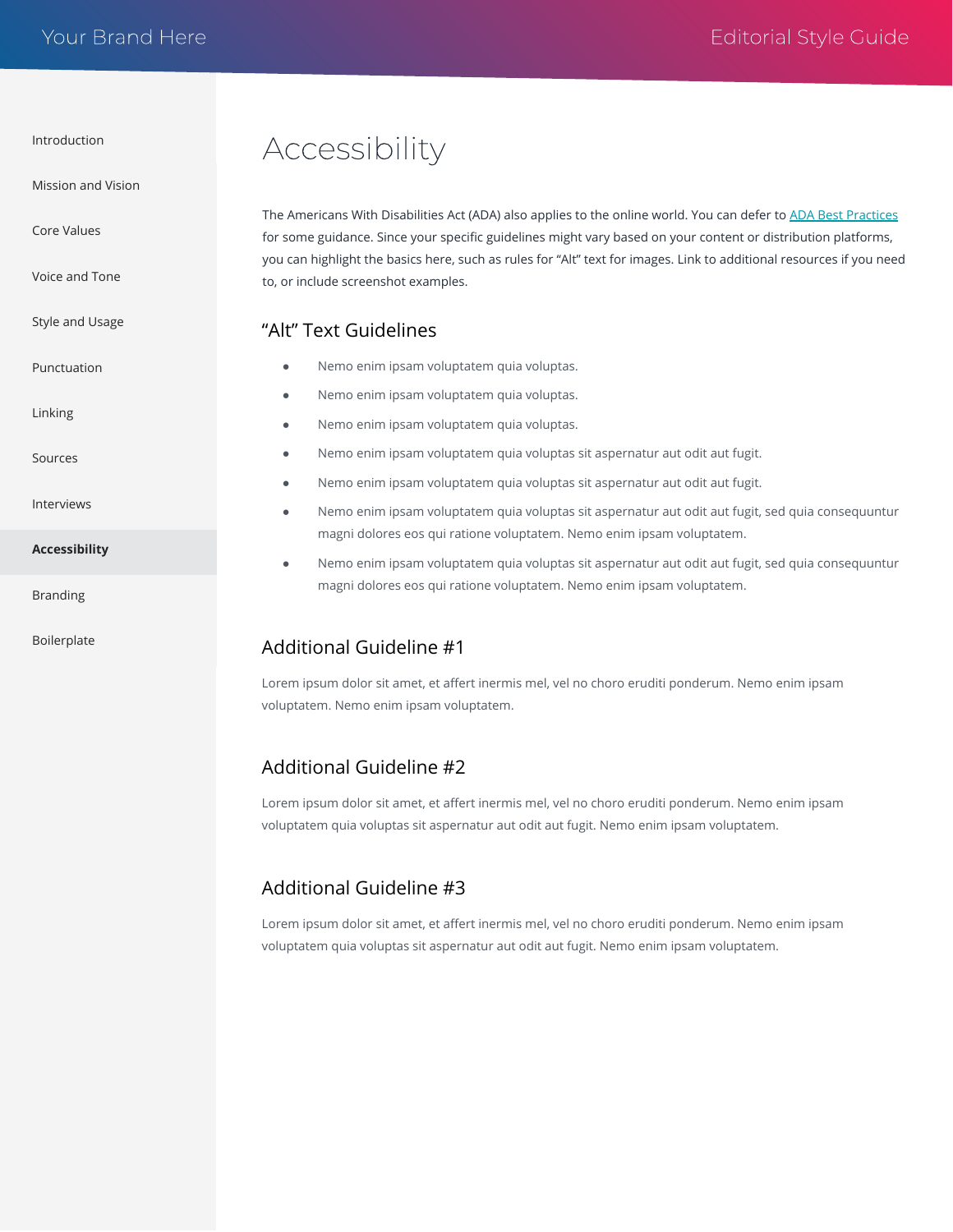# Accessibility

The Americans With Disabilities Act (ADA) also applies to the online world. You can defer to [ADA Best Practices] for some guidance. Since your specific guidelines might vary based on your content or distribution platforms, you can highlight the basics here, such as rules for "Alt" text for images. Link to additional resources if you need to, or include screenshot examples.

## "Alt" Text Guidelines

- Nemo enim ipsam voluptatem quia voluptas.
- Nemo enim ipsam voluptatem quia voluptas.
- Nemo enim ipsam voluptatem quia voluptas.
- Nemo enim ipsam voluptatem quia voluptas sit aspernatur aut odit aut fugit.
- Nemo enim ipsam voluptatem quia voluptas sit aspernatur aut odit aut fugit.
- Nemo enim ipsam voluptatem quia voluptas sit aspernatur aut odit aut fugit, sed quia consequuntur magni dolores eos qui ratione voluptatem. Nemo enim ipsam voluptatem.
- Nemo enim ipsam voluptatem quia voluptas sit aspernatur aut odit aut fugit, sed quia consequuntur magni dolores eos qui ratione voluptatem. Nemo enim ipsam voluptatem.

## Additional Guideline #1

Lorem ipsum dolor sit amet, et affert inermis mel, vel no choro eruditi ponderum. Nemo enim ipsam voluptatem. Nemo enim ipsam voluptatem.

## Additional Guideline #2

Lorem ipsum dolor sit amet, et affert inermis mel, vel no choro eruditi ponderum. Nemo enim ipsam voluptatem quia voluptas sit aspernatur aut odit aut fugit. Nemo enim ipsam voluptatem.

## Additional Guideline #3

Lorem ipsum dolor sit amet, et affert inermis mel, vel no choro eruditi ponderum. Nemo enim ipsam voluptatem quia voluptas sit aspernatur aut odit aut fugit. Nemo enim ipsam voluptatem.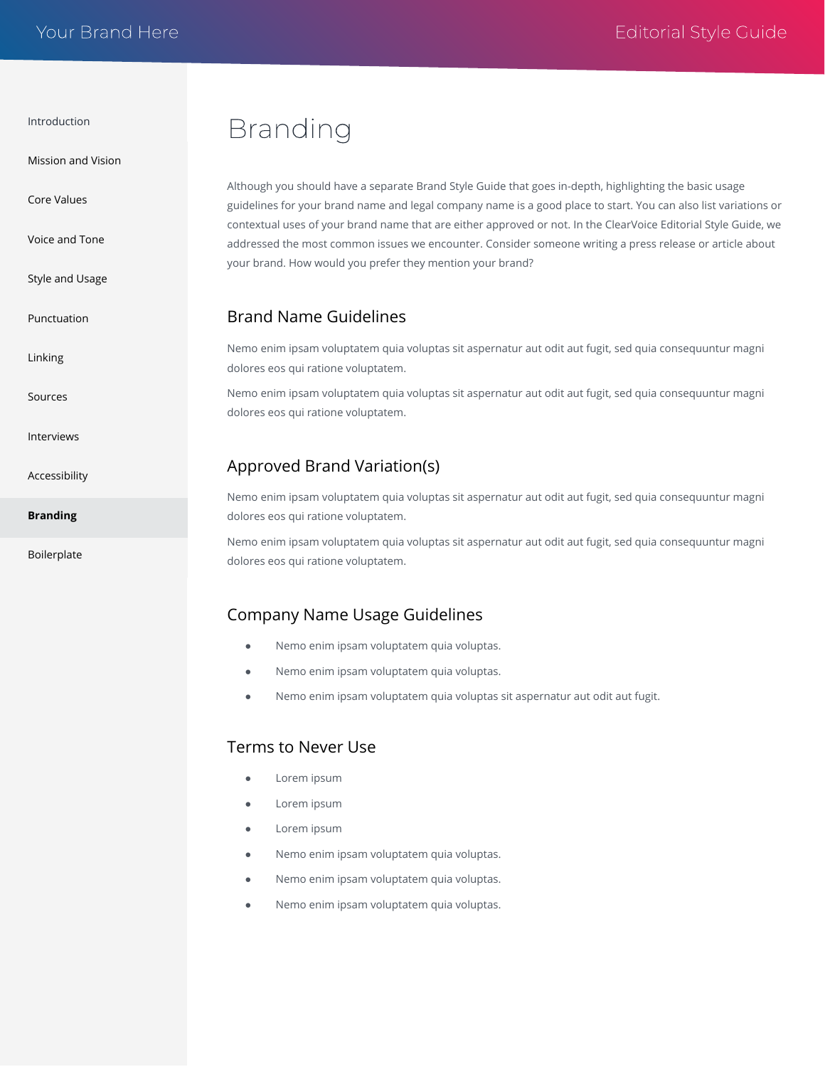# Branding

Although you should have a separate Brand Style Guide that goes in-depth, highlighting the basic usage guidelines for your brand name and legal company name is a good place to start. You can also list variations or contextual uses of your brand name that are either approved or not. In the ClearVoice Editorial Style Guide, we addressed the most common issues we encounter. Consider someone writing a press release or article about your brand. How would you prefer they mention your brand?

## Brand Name Guidelines

Nemo enim ipsam voluptatem quia voluptas sit aspernatur aut odit aut fugit, sed quia consequuntur magni dolores eos qui ratione voluptatem.

Nemo enim ipsam voluptatem quia voluptas sit aspernatur aut odit aut fugit, sed quia consequuntur magni dolores eos qui ratione voluptatem.

## Approved Brand Variation(s)

Nemo enim ipsam voluptatem quia voluptas sit aspernatur aut odit aut fugit, sed quia consequuntur magni dolores eos qui ratione voluptatem.

Nemo enim ipsam voluptatem quia voluptas sit aspernatur aut odit aut fugit, sed quia consequuntur magni dolores eos qui ratione voluptatem.

## Company Name Usage Guidelines

- Nemo enim ipsam voluptatem quia voluptas.
- Nemo enim ipsam voluptatem quia voluptas.
- Nemo enim ipsam voluptatem quia voluptas sit aspernatur aut odit aut fugit.

## Terms to Never Use

- Lorem ipsum
- Lorem ipsum
- Lorem ipsum
- Nemo enim ipsam voluptatem quia voluptas.
- Nemo enim ipsam voluptatem quia voluptas.
- Nemo enim ipsam voluptatem quia voluptas.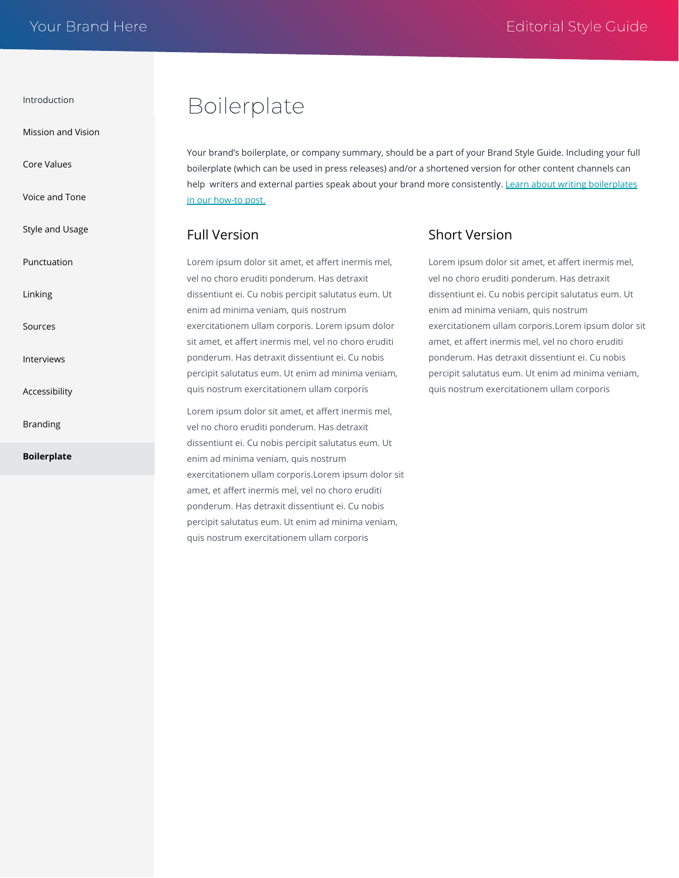// Boilerplate

Your brand's boilerplate, or company summary, should be a part of your Brand Style Guide. Including your full boilerplate (which can be used in press releases) and/or a shortened version for other content channels can help writers and external parties speak about your brand more consistently. [Learn about writing boilerplates in our how-to post.]

## Full Version

Lorem ipsum dolor sit amet, et affert inermis mel, vel no choro eruditi ponderum. Has detraxit dissentiunt ei. Cu nobis percipit salutatus eum. Ut enim ad minima veniam, quis nostrum exercitationem ullam corporis. Lorem ipsum dolor sit amet, et affert inermis mel, vel no choro eruditi ponderum. Has detraxit dissentiunt ei. Cu nobis percipit salutatus eum. Ut enim ad minima veniam, quis nostrum exercitationem ullam corporis

Lorem ipsum dolor sit amet, et affert inermis mel, vel no choro eruditi ponderum. Has detraxit dissentiunt ei. Cu nobis percipit salutatus eum. Ut enim ad minima veniam, quis nostrum exercitationem ullam corporis.Lorem ipsum dolor sit amet, et affert inermis mel, vel no choro eruditi ponderum. Has detraxit dissentiunt ei. Cu nobis percipit salutatus eum. Ut enim ad minima veniam, quis nostrum exercitationem ullam corporis

## Short Version

Lorem ipsum dolor sit amet, et affert inermis mel, vel no choro eruditi ponderum. Has detraxit dissentiunt ei. Cu nobis percipit salutatus eum. Ut enim ad minima veniam, quis nostrum exercitationem ullam corporis.Lorem ipsum dolor sit amet, et affert inermis mel, vel no choro eruditi ponderum. Has detraxit dissentiunt ei. Cu nobis percipit salutatus eum. Ut enim ad minima veniam, quis nostrum exercitationem ullam corporis